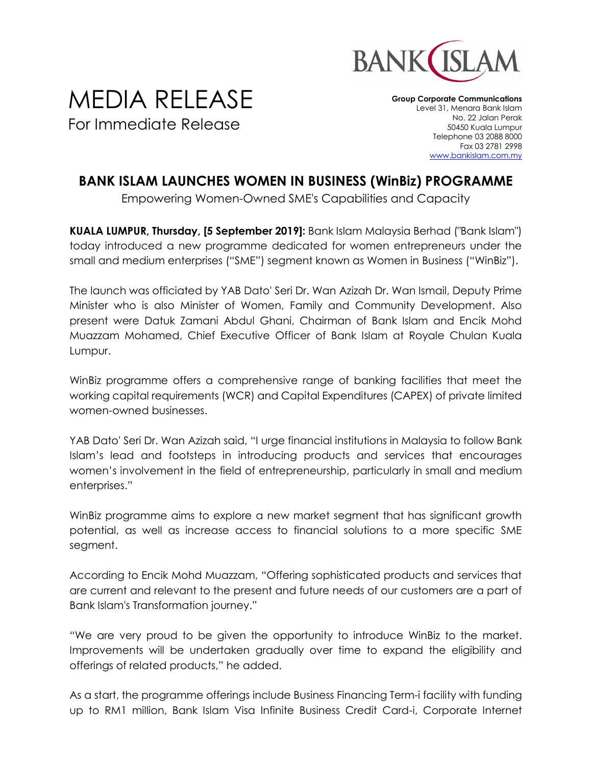# MEDIA RELEASE

For Immediate Release

**Group Corporate Communications**
Level 31, Menara Bank Islam
No. 22 Jalan Perak
50450 Kuala Lumpur
Telephone 03 2088 8000
Fax 03 2781 2998
www.bankislam.com.my

## BANK ISLAM LAUNCHES WOMEN IN BUSINESS (WinBiz) PROGRAMME

Empowering Women-Owned SME's Capabilities and Capacity

**KUALA LUMPUR, Thursday, [5 September 2019]:** Bank Islam Malaysia Berhad ("Bank Islam") today introduced a new programme dedicated for women entrepreneurs under the small and medium enterprises ("SME") segment known as Women in Business ("WinBiz").

The launch was officiated by YAB Dato' Seri Dr. Wan Azizah Dr. Wan Ismail, Deputy Prime Minister who is also Minister of Women, Family and Community Development. Also present were Datuk Zamani Abdul Ghani, Chairman of Bank Islam and Encik Mohd Muazzam Mohamed, Chief Executive Officer of Bank Islam at Royale Chulan Kuala Lumpur.

WinBiz programme offers a comprehensive range of banking facilities that meet the working capital requirements (WCR) and Capital Expenditures (CAPEX) of private limited women-owned businesses.

YAB Dato' Seri Dr. Wan Azizah said, "I urge financial institutions in Malaysia to follow Bank Islam's lead and footsteps in introducing products and services that encourages women's involvement in the field of entrepreneurship, particularly in small and medium enterprises."

WinBiz programme aims to explore a new market segment that has significant growth potential, as well as increase access to financial solutions to a more specific SME segment.

According to Encik Mohd Muazzam, "Offering sophisticated products and services that are current and relevant to the present and future needs of our customers are a part of Bank Islam's Transformation journey."

"We are very proud to be given the opportunity to introduce WinBiz to the market. Improvements will be undertaken gradually over time to expand the eligibility and offerings of related products," he added.

As a start, the programme offerings include Business Financing Term-i facility with funding up to RM1 million, Bank Islam Visa Infinite Business Credit Card-i, Corporate Internet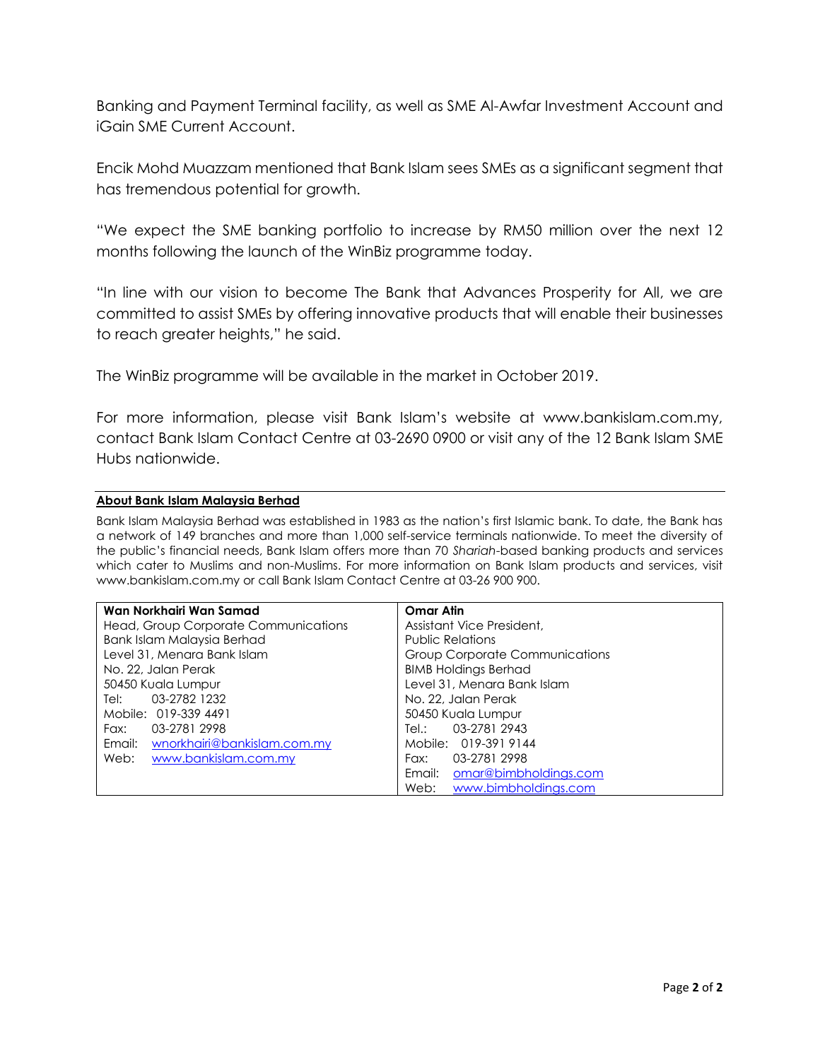Banking and Payment Terminal facility, as well as SME Al-Awfar Investment Account and iGain SME Current Account.

Encik Mohd Muazzam mentioned that Bank Islam sees SMEs as a significant segment that has tremendous potential for growth.

"We expect the SME banking portfolio to increase by RM50 million over the next 12 months following the launch of the WinBiz programme today.

"In line with our vision to become The Bank that Advances Prosperity for All, we are committed to assist SMEs by offering innovative products that will enable their businesses to reach greater heights," he said.

The WinBiz programme will be available in the market in October 2019.

For more information, please visit Bank Islam's website at www.bankislam.com.my, contact Bank Islam Contact Centre at 03-2690 0900 or visit any of the 12 Bank Islam SME Hubs nationwide.

---

**About Bank Islam Malaysia Berhad**

Bank Islam Malaysia Berhad was established in 1983 as the nation's first Islamic bank. To date, the Bank has a network of 149 branches and more than 1,000 self-service terminals nationwide. To meet the diversity of the public's financial needs, Bank Islam offers more than 70 *Shariah*-based banking products and services which cater to Muslims and non-Muslims. For more information on Bank Islam products and services, visit www.bankislam.com.my or call Bank Islam Contact Centre at 03-26 900 900.

| | |
|---|---|
| **Wan Norkhairi Wan Samad**<br>Head, Group Corporate Communications<br>Bank Islam Malaysia Berhad<br>Level 31, Menara Bank Islam<br>No. 22, Jalan Perak<br>50450 Kuala Lumpur<br>Tel: 03-2782 1232<br>Mobile: 019-339 4491<br>Fax: 03-2781 2998<br>Email: wnorkhairi@bankislam.com.my<br>Web: www.bankislam.com.my | **Omar Atin**<br>Assistant Vice President,<br>Public Relations<br>Group Corporate Communications<br>BIMB Holdings Berhad<br>Level 31, Menara Bank Islam<br>No. 22, Jalan Perak<br>50450 Kuala Lumpur<br>Tel.: 03-2781 2943<br>Mobile: 019-391 9144<br>Fax: 03-2781 2998<br>Email: omar@bimbholdings.com<br>Web: www.bimbholdings.com |